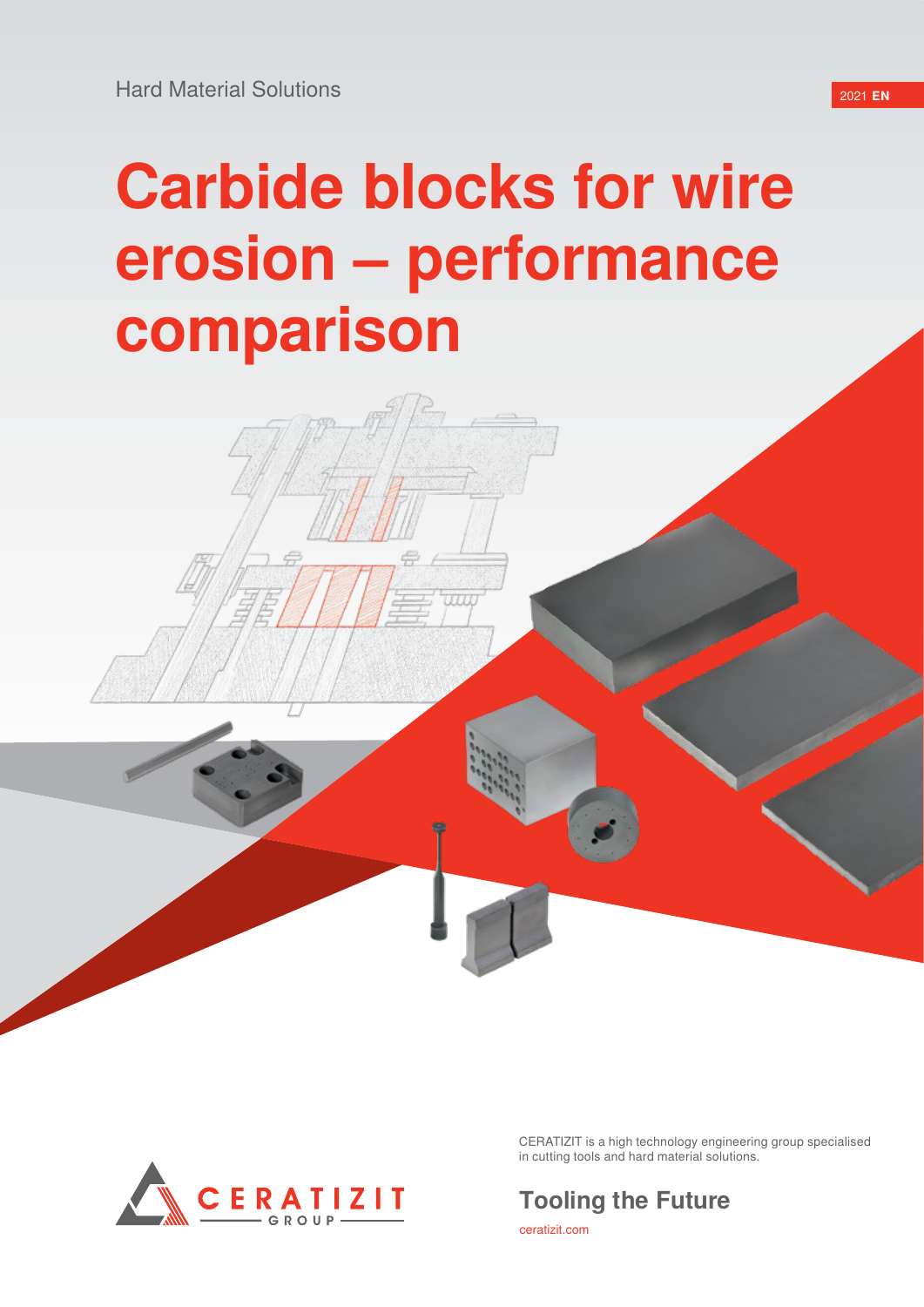Hard Material Solutions

2021 **EN**

# Carbide blocks for wire erosion – performance comparison

CERATIZIT GROUP

CERATIZIT is a high technology engineering group specialised in cutting tools and hard material solutions.

**Tooling the Future**

ceratizit.com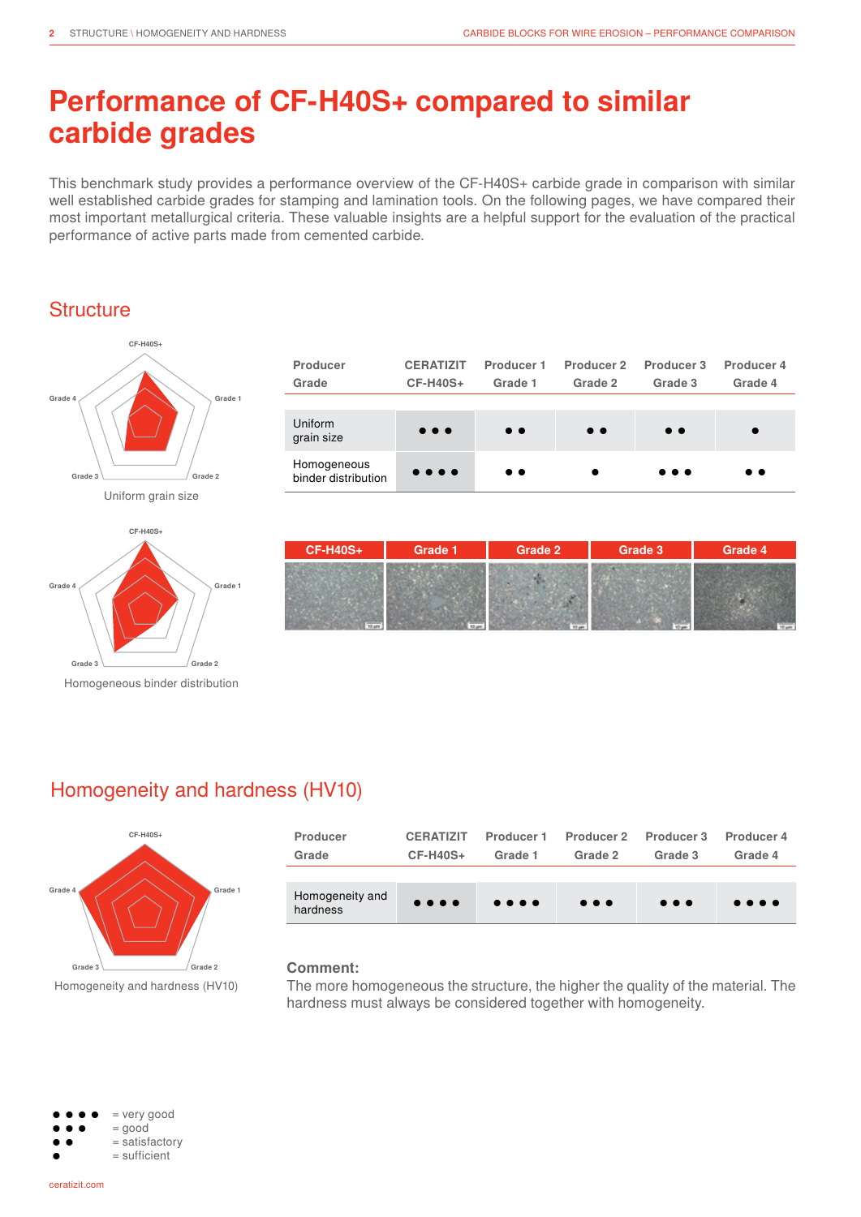# Performance of CF-H40S+ compared to similar carbide grades

This benchmark study provides a performance overview of the CF-H40S+ carbide grade in comparison with similar well established carbide grades for stamping and lamination tools. On the following pages, we have compared their most important metallurgical criteria. These valuable insights are a helpful support for the evaluation of the practical performance of active parts made from cemented carbide.

## Structure

Uniform grain size

Homogeneous binder distribution

| Producer<br>Grade | CERATIZIT<br>CF-H40S+ | Producer 1<br>Grade 1 | Producer 2<br>Grade 2 | Producer 3<br>Grade 3 | Producer 4<br>Grade 4 |
|---|---|---|---|---|---|
| Uniform grain size | ● ● ● | ● ● | ● ● | ● ● | ● |
| Homogeneous binder distribution | ● ● ● ● | ● ● | ● | ● ● ● | ● ● |

CF-H40S+ | Grade 1 | Grade 2 | Grade 3 | Grade 4

## Homogeneity and hardness (HV10)

Homogeneity and hardness (HV10)

| Producer<br>Grade | CERATIZIT<br>CF-H40S+ | Producer 1<br>Grade 1 | Producer 2<br>Grade 2 | Producer 3<br>Grade 3 | Producer 4<br>Grade 4 |
|---|---|---|---|---|---|
| Homogeneity and hardness | ● ● ● ● | ● ● ● ● | ● ● ● | ● ● ● | ● ● ● ● |

**Comment:**
The more homogeneous the structure, the higher the quality of the material. The hardness must always be considered together with homogeneity.

● ● ● ● = very good
● ● ● = good
● ● = satisfactory
● = sufficient

ceratizit.com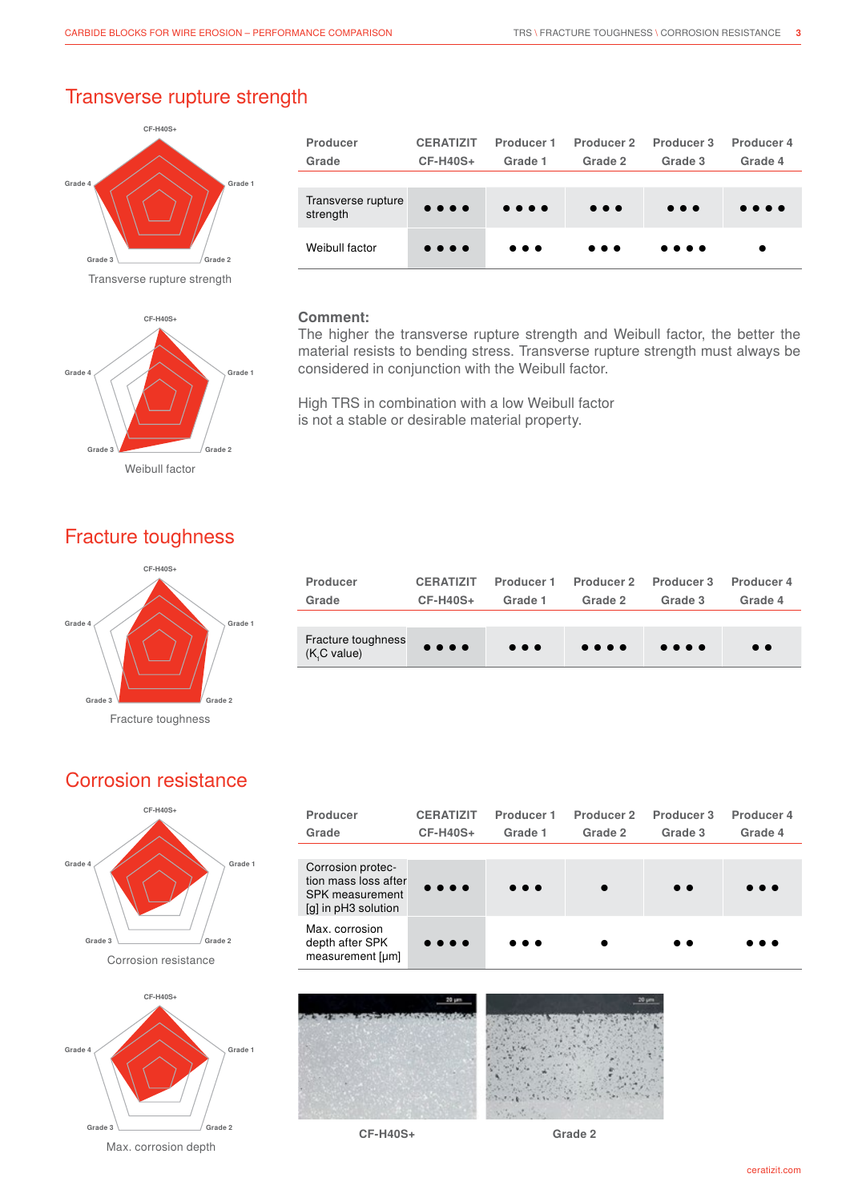# Transverse rupture strength

Transverse rupture strength

Weibull factor

| Producer<br>Grade | CERATIZIT<br>CF-H40S+ | Producer 1<br>Grade 1 | Producer 2<br>Grade 2 | Producer 3<br>Grade 3 | Producer 4<br>Grade 4 |
|---|---|---|---|---|---|
| Transverse rupture strength | ●●●● | ●●●● | ●●● | ●●● | ●●●● |
| Weibull factor | ●●●● | ●●● | ●●● | ●●●● | ● |

**Comment:**
The higher the transverse rupture strength and Weibull factor, the better the material resists to bending stress. Transverse rupture strength must always be considered in conjunction with the Weibull factor.

High TRS in combination with a low Weibull factor is not a stable or desirable material property.

# Fracture toughness

Fracture toughness

| Producer<br>Grade | CERATIZIT<br>CF-H40S+ | Producer 1<br>Grade 1 | Producer 2<br>Grade 2 | Producer 3<br>Grade 3 | Producer 4<br>Grade 4 |
|---|---|---|---|---|---|
| Fracture toughness ($K_IC$ value) | ●●●● | ●●● | ●●●● | ●●●● | ●● |

# Corrosion resistance

Corrosion resistance

Max. corrosion depth

| Producer<br>Grade | CERATIZIT<br>CF-H40S+ | Producer 1<br>Grade 1 | Producer 2<br>Grade 2 | Producer 3<br>Grade 3 | Producer 4<br>Grade 4 |
|---|---|---|---|---|---|
| Corrosion protection mass loss after SPK measurement [g] in pH3 solution | ●●●● | ●●● | ● | ●● | ●●● |
| Max. corrosion depth after SPK measurement [μm] | ●●●● | ●●● | ● | ●● | ●●● |

CF-H40S+

Grade 2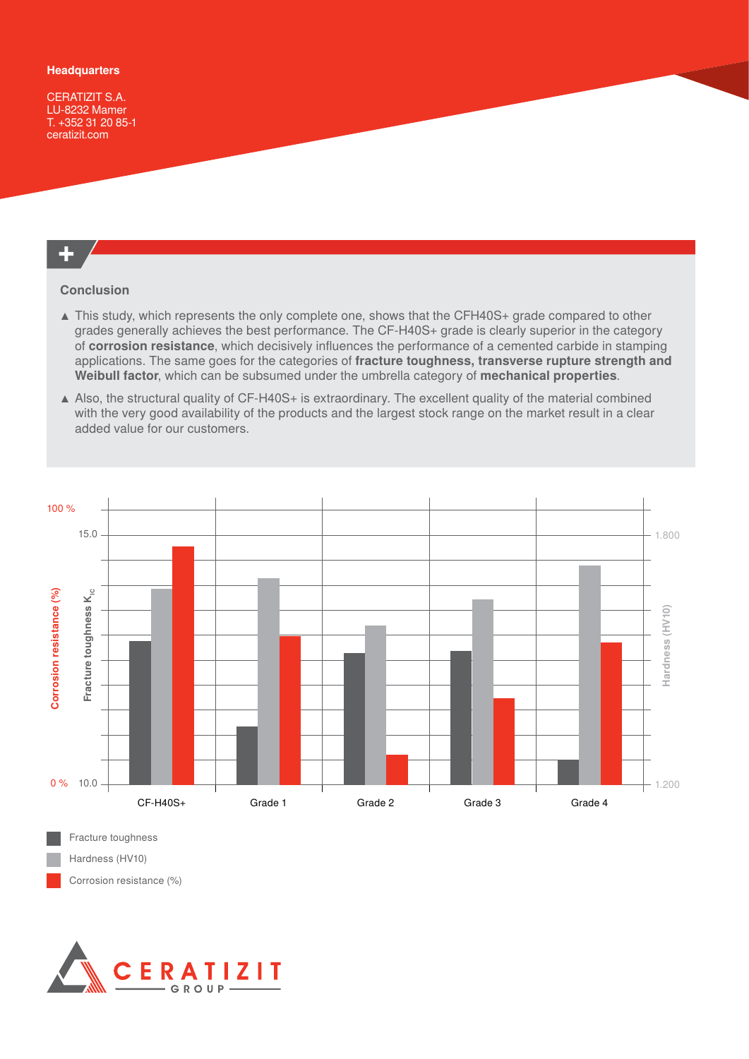**Headquarters**

CERATIZIT S.A.
LU-8232 Mamer
T. +352 31 20 85-1
ceratizit.com

## Conclusion

- This study, which represents the only complete one, shows that the CFH40S+ grade compared to other grades generally achieves the best performance. The CF-H40S+ grade is clearly superior in the category of **corrosion resistance**, which decisively influences the performance of a cemented carbide in stamping applications. The same goes for the categories of **fracture toughness, transverse rupture strength and Weibull factor**, which can be subsumed under the umbrella category of **mechanical properties**.
- Also, the structural quality of CF-H40S+ is extraordinary. The excellent quality of the material combined with the very good availability of the products and the largest stock range on the market result in a clear added value for our customers.

100 %
15.0
1.800
Corrosion resistance (%)
Fracture toughness $K_{IC}$
Hardness (HV10)
0 %
10.0
1.200
CF-H40S+
Grade 1
Grade 2
Grade 3
Grade 4

Fracture toughness
Hardness (HV10)
Corrosion resistance (%)

CERATIZIT GROUP